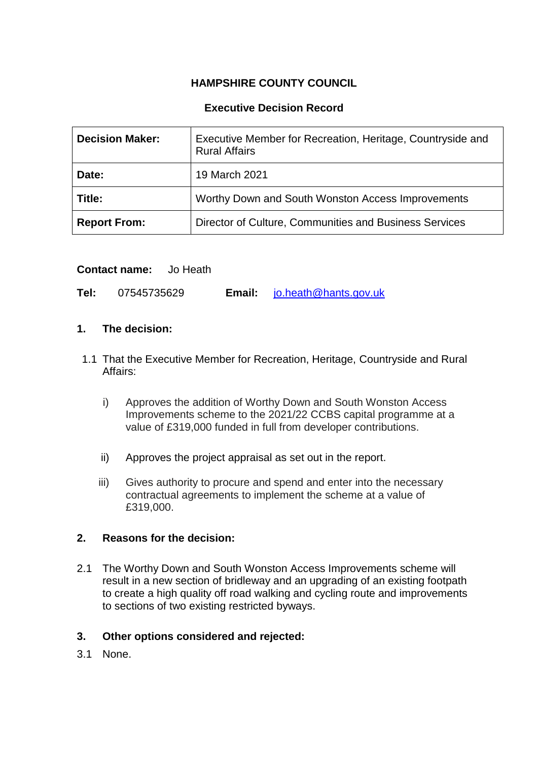# HAMPSHIRE COUNTY COUNCIL

## Executive Decision Record

| **Decision Maker:** | Executive Member for Recreation, Heritage, Countryside and Rural Affairs |
|---|---|
| **Date:** | 19 March 2021 |
| **Title:** | Worthy Down and South Wonston Access Improvements |
| **Report From:** | Director of Culture, Communities and Business Services |

**Contact name:** Jo Heath

**Tel:** 07545735629 **Email:** jo.heath@hants.gov.uk

### 1. The decision:

1.1 That the Executive Member for Recreation, Heritage, Countryside and Rural Affairs:

i) Approves the addition of Worthy Down and South Wonston Access Improvements scheme to the 2021/22 CCBS capital programme at a value of £319,000 funded in full from developer contributions.

ii) Approves the project appraisal as set out in the report.

iii) Gives authority to procure and spend and enter into the necessary contractual agreements to implement the scheme at a value of £319,000.

### 2. Reasons for the decision:

2.1 The Worthy Down and South Wonston Access Improvements scheme will result in a new section of bridleway and an upgrading of an existing footpath to create a high quality off road walking and cycling route and improvements to sections of two existing restricted byways.

### 3. Other options considered and rejected:

3.1 None.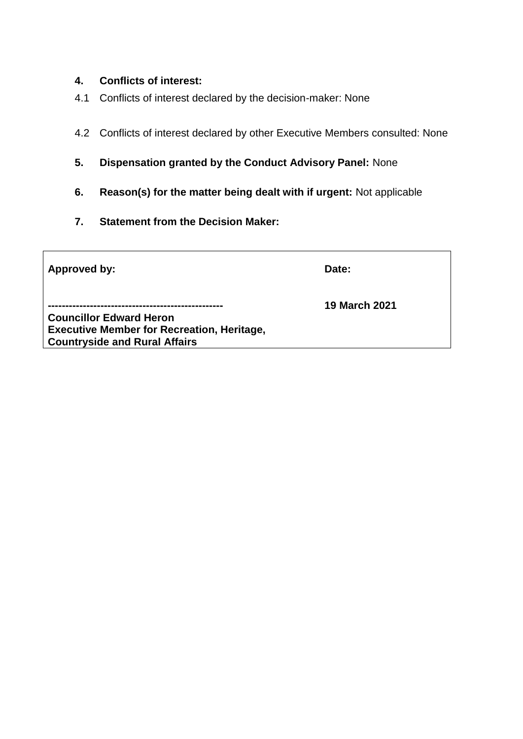**4. Conflicts of interest:**

4.1 Conflicts of interest declared by the decision-maker: None

4.2 Conflicts of interest declared by other Executive Members consulted: None

**5. Dispensation granted by the Conduct Advisory Panel:** None

**6. Reason(s) for the matter being dealt with if urgent:** Not applicable

**7. Statement from the Decision Maker:**

| | |
|---|---|
| **Approved by:** | **Date:** |
| **-------------------------------------------------**<br>**Councillor Edward Heron**<br>**Executive Member for Recreation, Heritage, Countryside and Rural Affairs** | **19 March 2021** |